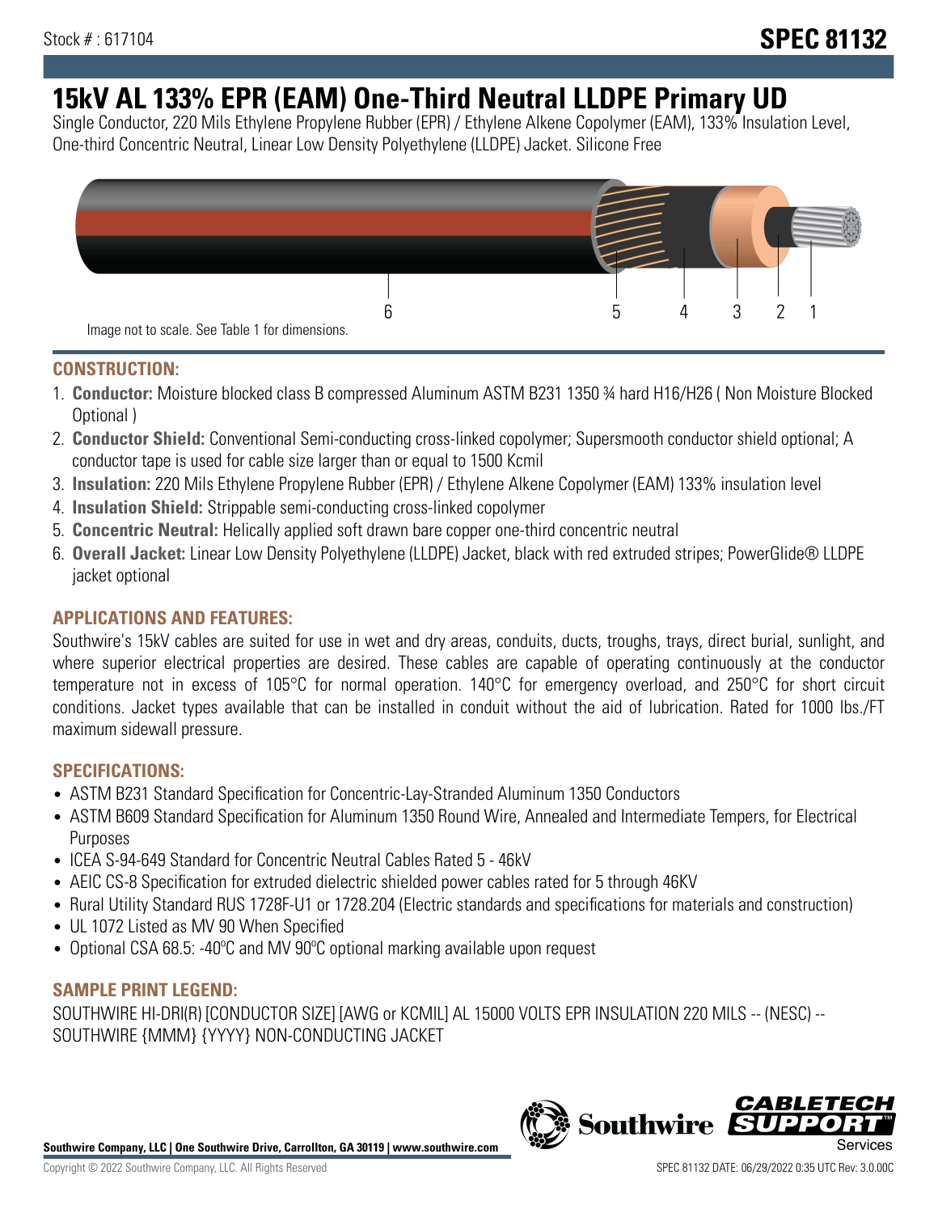Stock # : 617104

# SPEC 81132

# 15kV AL 133% EPR (EAM) One-Third Neutral LLDPE Primary UD

Single Conductor, 220 Mils Ethylene Propylene Rubber (EPR) / Ethylene Alkene Copolymer (EAM), 133% Insulation Level, One-third Concentric Neutral, Linear Low Density Polyethylene (LLDPE) Jacket. Silicone Free

6 5 4 3 2 1

Image not to scale. See Table 1 for dimensions.

## CONSTRUCTION:

1. **Conductor:** Moisture blocked class B compressed Aluminum ASTM B231 1350 ¾ hard H16/H26 ( Non Moisture Blocked Optional )
2. **Conductor Shield:** Conventional Semi-conducting cross-linked copolymer; Supersmooth conductor shield optional; A conductor tape is used for cable size larger than or equal to 1500 Kcmil
3. **Insulation:** 220 Mils Ethylene Propylene Rubber (EPR) / Ethylene Alkene Copolymer (EAM) 133% insulation level
4. **Insulation Shield:** Strippable semi-conducting cross-linked copolymer
5. **Concentric Neutral:** Helically applied soft drawn bare copper one-third concentric neutral
6. **Overall Jacket:** Linear Low Density Polyethylene (LLDPE) Jacket, black with red extruded stripes; PowerGlide® LLDPE jacket optional

## APPLICATIONS AND FEATURES:

Southwire's 15kV cables are suited for use in wet and dry areas, conduits, ducts, troughs, trays, direct burial, sunlight, and where superior electrical properties are desired. These cables are capable of operating continuously at the conductor temperature not in excess of 105°C for normal operation. 140°C for emergency overload, and 250°C for short circuit conditions. Jacket types available that can be installed in conduit without the aid of lubrication. Rated for 1000 lbs./FT maximum sidewall pressure.

## SPECIFICATIONS:

- ASTM B231 Standard Specification for Concentric-Lay-Stranded Aluminum 1350 Conductors
- ASTM B609 Standard Specification for Aluminum 1350 Round Wire, Annealed and Intermediate Tempers, for Electrical Purposes
- ICEA S-94-649 Standard for Concentric Neutral Cables Rated 5 - 46kV
- AEIC CS-8 Specification for extruded dielectric shielded power cables rated for 5 through 46KV
- Rural Utility Standard RUS 1728F-U1 or 1728.204 (Electric standards and specifications for materials and construction)
- UL 1072 Listed as MV 90 When Specified
- Optional CSA 68.5: -40ºC and MV 90ºC optional marking available upon request

## SAMPLE PRINT LEGEND:

SOUTHWIRE HI-DRI(R) [CONDUCTOR SIZE] [AWG or KCMIL] AL 15000 VOLTS EPR INSULATION 220 MILS -- (NESC) -- SOUTHWIRE {MMM} {YYYY} NON-CONDUCTING JACKET

**Southwire Company, LLC | One Southwire Drive, Carrollton, GA 30119 | www.southwire.com**

Copyright © 2022 Southwire Company, LLC. All Rights Reserved

SPEC 81132 DATE: 06/29/2022 0:35 UTC Rev: 3.0.00C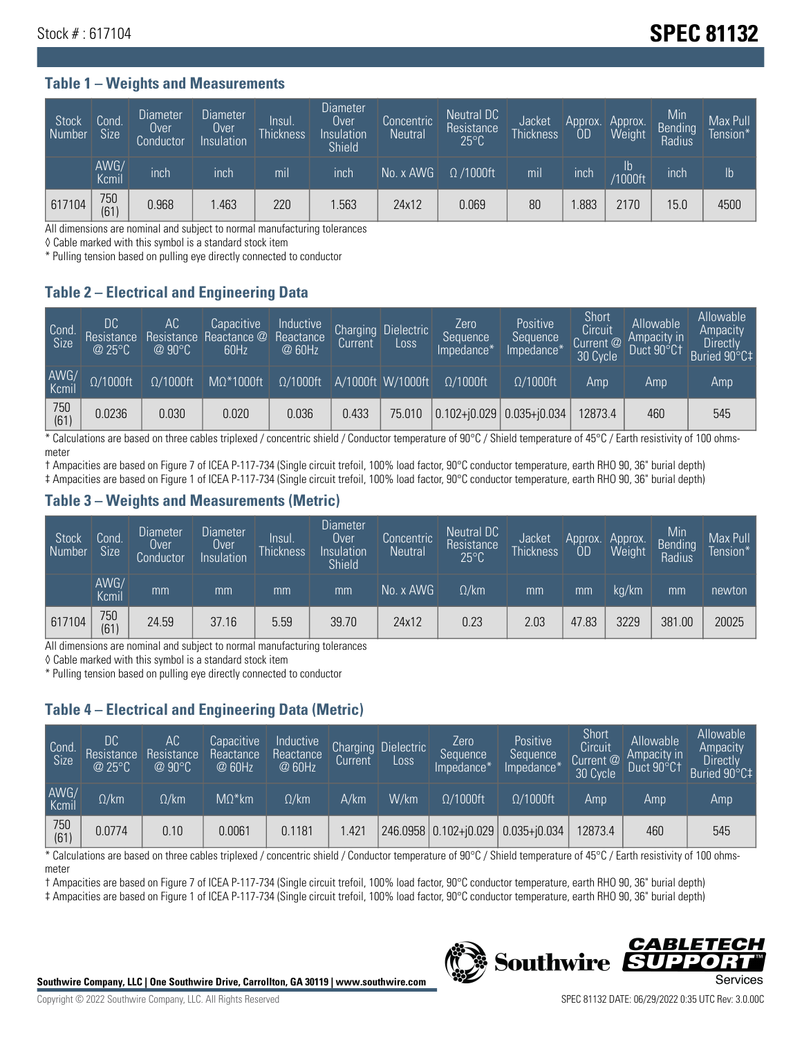Stock # : 617104

# SPEC 81132

### Table 1 – Weights and Measurements

| Stock Number | Cond. Size | Diameter Over Conductor | Diameter Over Insulation | Insul. Thickness | Diameter Over Insulation Shield | Concentric Neutral | Neutral DC Resistance 25°C | Jacket Thickness | Approx. OD | Approx. Weight | Min Bending Radius | Max Pull Tension* |
|---|---|---|---|---|---|---|---|---|---|---|---|---|
| | AWG/ Kcmil | inch | inch | mil | inch | No. x AWG | Ω /1000ft | mil | inch | lb /1000ft | inch | lb |
| 617104 | 750 (61) | 0.968 | 1.463 | 220 | 1.563 | 24x12 | 0.069 | 80 | 1.883 | 2170 | 15.0 | 4500 |

All dimensions are nominal and subject to normal manufacturing tolerances

◊ Cable marked with this symbol is a standard stock item

* Pulling tension based on pulling eye directly connected to conductor

### Table 2 – Electrical and Engineering Data

| Cond. Size | DC Resistance @ 25°C | AC Resistance @ 90°C | Capacitive Reactance @ 60Hz | Inductive Reactance @ 60Hz | Charging Current | Dielectric Loss | Zero Sequence Impedance* | Positive Sequence Impedance* | Short Circuit Current @ 30 Cycle | Allowable Ampacity in Duct 90°C† | Allowable Ampacity Directly Buried 90°C‡ |
|---|---|---|---|---|---|---|---|---|---|---|---|
| AWG/ Kcmil | Ω/1000ft | Ω/1000ft | MΩ*1000ft | Ω/1000ft | A/1000ft | W/1000ft | Ω/1000ft | Ω/1000ft | Amp | Amp | Amp |
| 750 (61) | 0.0236 | 0.030 | 0.020 | 0.036 | 0.433 | 75.010 | 0.102+j0.029 | 0.035+j0.034 | 12873.4 | 460 | 545 |

* Calculations are based on three cables triplexed / concentric shield / Conductor temperature of 90°C / Shield temperature of 45°C / Earth resistivity of 100 ohms-meter

† Ampacities are based on Figure 7 of ICEA P-117-734 (Single circuit trefoil, 100% load factor, 90°C conductor temperature, earth RHO 90, 36" burial depth)

‡ Ampacities are based on Figure 1 of ICEA P-117-734 (Single circuit trefoil, 100% load factor, 90°C conductor temperature, earth RHO 90, 36" burial depth)

### Table 3 – Weights and Measurements (Metric)

| Stock Number | Cond. Size | Diameter Over Conductor | Diameter Over Insulation | Insul. Thickness | Diameter Over Insulation Shield | Concentric Neutral | Neutral DC Resistance 25°C | Jacket Thickness | Approx. OD | Approx. Weight | Min Bending Radius | Max Pull Tension* |
|---|---|---|---|---|---|---|---|---|---|---|---|---|
| | AWG/ Kcmil | mm | mm | mm | mm | No. x AWG | Ω/km | mm | mm | kg/km | mm | newton |
| 617104 | 750 (61) | 24.59 | 37.16 | 5.59 | 39.70 | 24x12 | 0.23 | 2.03 | 47.83 | 3229 | 381.00 | 20025 |

All dimensions are nominal and subject to normal manufacturing tolerances

◊ Cable marked with this symbol is a standard stock item

* Pulling tension based on pulling eye directly connected to conductor

### Table 4 – Electrical and Engineering Data (Metric)

| Cond. Size | DC Resistance @ 25°C | AC Resistance @ 90°C | Capacitive Reactance @ 60Hz | Inductive Reactance @ 60Hz | Charging Current | Dielectric Loss | Zero Sequence Impedance* | Positive Sequence Impedance* | Short Circuit Current @ 30 Cycle | Allowable Ampacity in Duct 90°C† | Allowable Ampacity Directly Buried 90°C‡ |
|---|---|---|---|---|---|---|---|---|---|---|---|
| AWG/ Kcmil | Ω/km | Ω/km | MΩ*km | Ω/km | A/km | W/km | Ω/1000ft | Ω/1000ft | Amp | Amp | Amp |
| 750 (61) | 0.0774 | 0.10 | 0.0061 | 0.1181 | 1.421 | 246.0958 | 0.102+j0.029 | 0.035+j0.034 | 12873.4 | 460 | 545 |

* Calculations are based on three cables triplexed / concentric shield / Conductor temperature of 90°C / Shield temperature of 45°C / Earth resistivity of 100 ohms-meter

† Ampacities are based on Figure 7 of ICEA P-117-734 (Single circuit trefoil, 100% load factor, 90°C conductor temperature, earth RHO 90, 36" burial depth)

‡ Ampacities are based on Figure 1 of ICEA P-117-734 (Single circuit trefoil, 100% load factor, 90°C conductor temperature, earth RHO 90, 36" burial depth)

**Southwire Company, LLC | One Southwire Drive, Carrollton, GA 30119 | www.southwire.com**

Copyright © 2022 Southwire Company, LLC. All Rights Reserved

SPEC 81132 DATE: 06/29/2022 0:35 UTC Rev: 3.0.00C